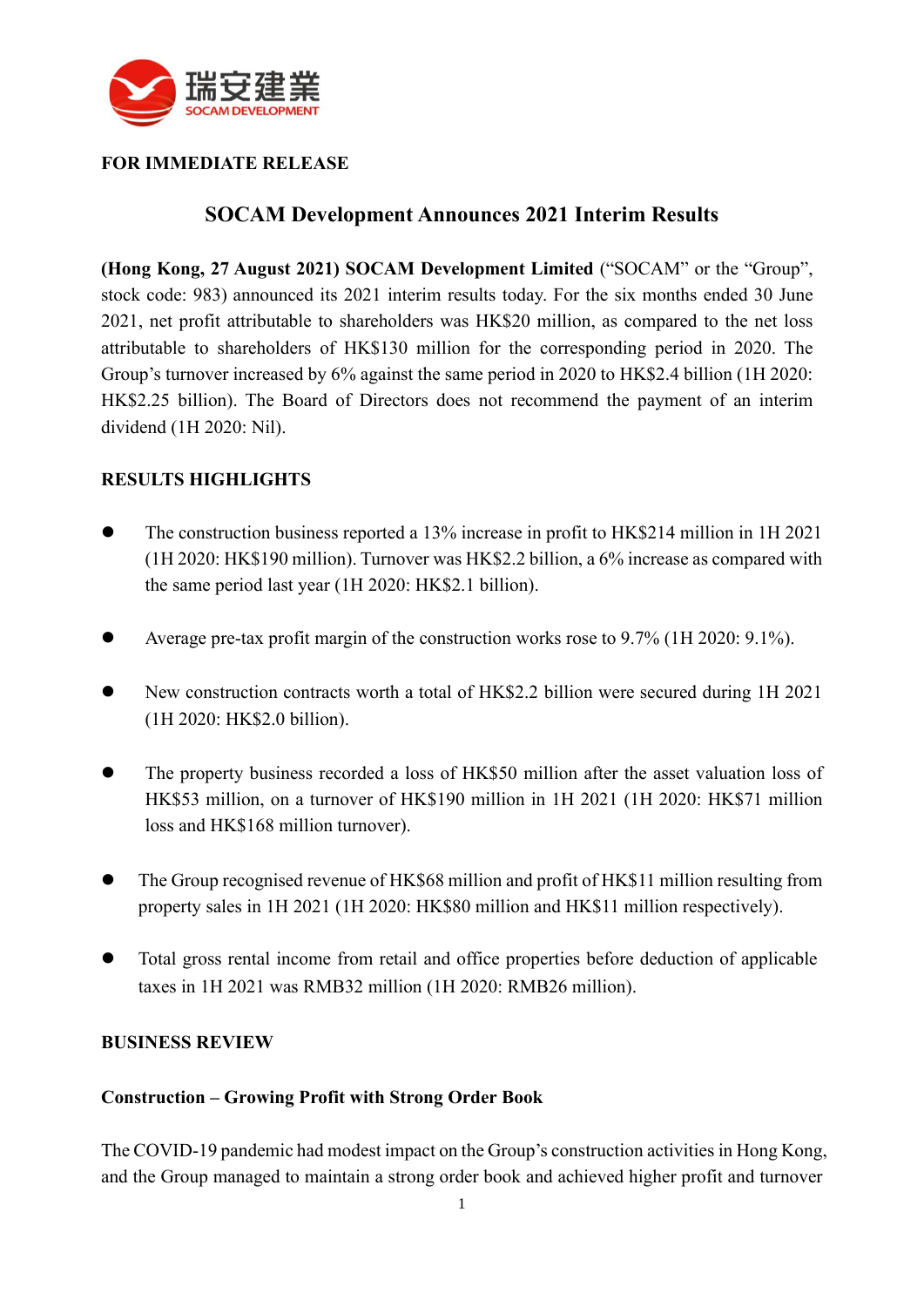**FOR IMMEDIATE RELEASE**

# SOCAM Development Announces 2021 Interim Results

**(Hong Kong, 27 August 2021) SOCAM Development Limited** ("SOCAM" or the "Group", stock code: 983) announced its 2021 interim results today. For the six months ended 30 June 2021, net profit attributable to shareholders was HK$20 million, as compared to the net loss attributable to shareholders of HK$130 million for the corresponding period in 2020. The Group's turnover increased by 6% against the same period in 2020 to HK$2.4 billion (1H 2020: HK$2.25 billion). The Board of Directors does not recommend the payment of an interim dividend (1H 2020: Nil).

## RESULTS HIGHLIGHTS

- The construction business reported a 13% increase in profit to HK$214 million in 1H 2021 (1H 2020: HK$190 million). Turnover was HK$2.2 billion, a 6% increase as compared with the same period last year (1H 2020: HK$2.1 billion).
- Average pre-tax profit margin of the construction works rose to 9.7% (1H 2020: 9.1%).
- New construction contracts worth a total of HK$2.2 billion were secured during 1H 2021 (1H 2020: HK$2.0 billion).
- The property business recorded a loss of HK$50 million after the asset valuation loss of HK$53 million, on a turnover of HK$190 million in 1H 2021 (1H 2020: HK$71 million loss and HK$168 million turnover).
- The Group recognised revenue of HK$68 million and profit of HK$11 million resulting from property sales in 1H 2021 (1H 2020: HK$80 million and HK$11 million respectively).
- Total gross rental income from retail and office properties before deduction of applicable taxes in 1H 2021 was RMB32 million (1H 2020: RMB26 million).

## BUSINESS REVIEW

### Construction – Growing Profit with Strong Order Book

The COVID-19 pandemic had modest impact on the Group's construction activities in Hong Kong, and the Group managed to maintain a strong order book and achieved higher profit and turnover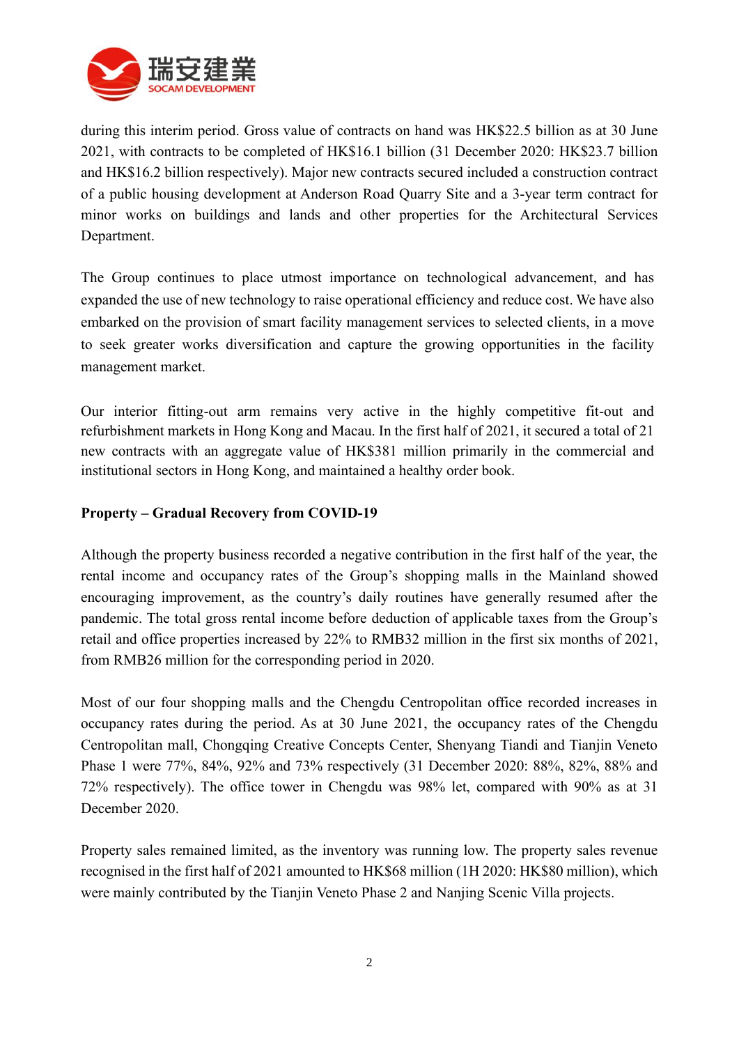during this interim period. Gross value of contracts on hand was HK$22.5 billion as at 30 June 2021, with contracts to be completed of HK$16.1 billion (31 December 2020: HK$23.7 billion and HK$16.2 billion respectively). Major new contracts secured included a construction contract of a public housing development at Anderson Road Quarry Site and a 3-year term contract for minor works on buildings and lands and other properties for the Architectural Services Department.

The Group continues to place utmost importance on technological advancement, and has expanded the use of new technology to raise operational efficiency and reduce cost. We have also embarked on the provision of smart facility management services to selected clients, in a move to seek greater works diversification and capture the growing opportunities in the facility management market.

Our interior fitting-out arm remains very active in the highly competitive fit-out and refurbishment markets in Hong Kong and Macau. In the first half of 2021, it secured a total of 21 new contracts with an aggregate value of HK$381 million primarily in the commercial and institutional sectors in Hong Kong, and maintained a healthy order book.

**Property – Gradual Recovery from COVID-19**

Although the property business recorded a negative contribution in the first half of the year, the rental income and occupancy rates of the Group's shopping malls in the Mainland showed encouraging improvement, as the country's daily routines have generally resumed after the pandemic. The total gross rental income before deduction of applicable taxes from the Group's retail and office properties increased by 22% to RMB32 million in the first six months of 2021, from RMB26 million for the corresponding period in 2020.

Most of our four shopping malls and the Chengdu Centropolitan office recorded increases in occupancy rates during the period. As at 30 June 2021, the occupancy rates of the Chengdu Centropolitan mall, Chongqing Creative Concepts Center, Shenyang Tiandi and Tianjin Veneto Phase 1 were 77%, 84%, 92% and 73% respectively (31 December 2020: 88%, 82%, 88% and 72% respectively). The office tower in Chengdu was 98% let, compared with 90% as at 31 December 2020.

Property sales remained limited, as the inventory was running low. The property sales revenue recognised in the first half of 2021 amounted to HK$68 million (1H 2020: HK$80 million), which were mainly contributed by the Tianjin Veneto Phase 2 and Nanjing Scenic Villa projects.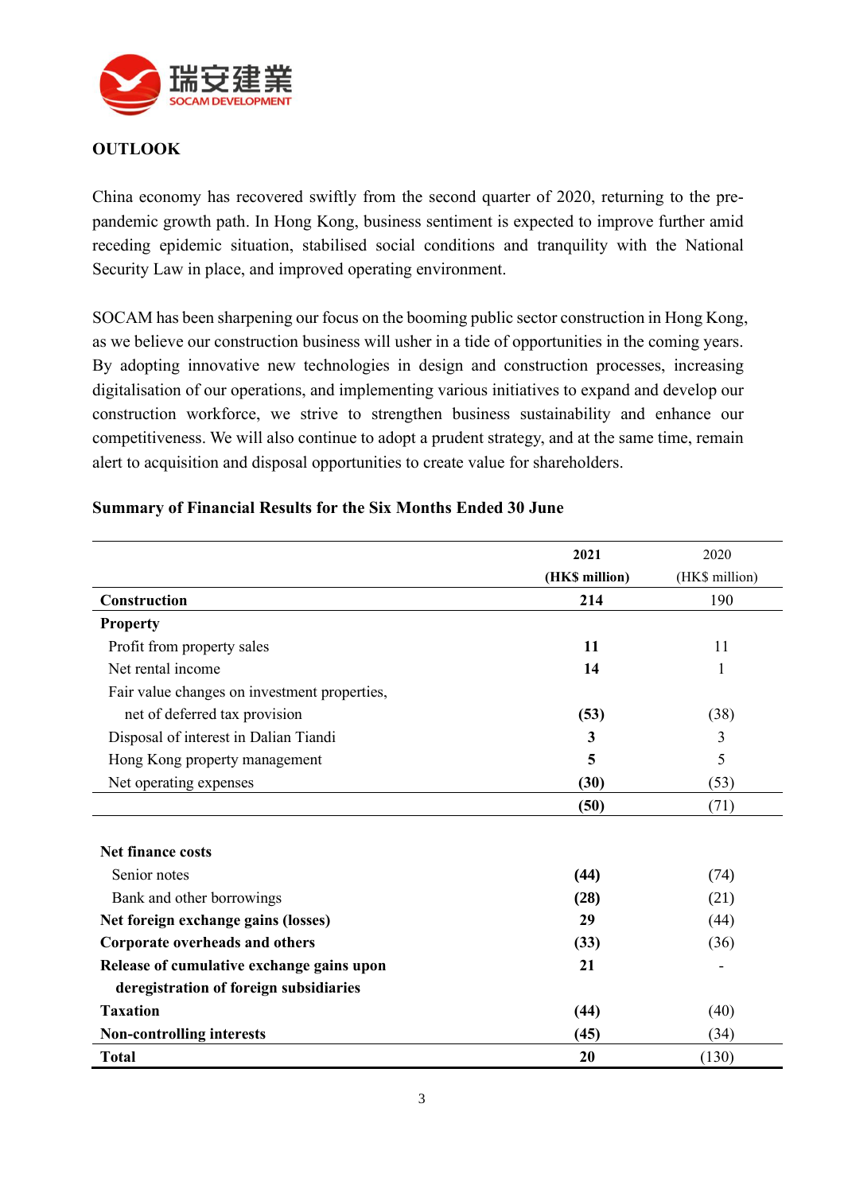## OUTLOOK

China economy has recovered swiftly from the second quarter of 2020, returning to the pre-pandemic growth path. In Hong Kong, business sentiment is expected to improve further amid receding epidemic situation, stabilised social conditions and tranquility with the National Security Law in place, and improved operating environment.

SOCAM has been sharpening our focus on the booming public sector construction in Hong Kong, as we believe our construction business will usher in a tide of opportunities in the coming years. By adopting innovative new technologies in design and construction processes, increasing digitalisation of our operations, and implementing various initiatives to expand and develop our construction workforce, we strive to strengthen business sustainability and enhance our competitiveness. We will also continue to adopt a prudent strategy, and at the same time, remain alert to acquisition and disposal opportunities to create value for shareholders.

**Summary of Financial Results for the Six Months Ended 30 June**

| | **2021 (HK$ million)** | 2020 (HK$ million) |
|---|---|---|
| **Construction** | **214** | 190 |
| **Property** | | |
| Profit from property sales | **11** | 11 |
| Net rental income | **14** | 1 |
| Fair value changes on investment properties, net of deferred tax provision | **(53)** | (38) |
| Disposal of interest in Dalian Tiandi | **3** | 3 |
| Hong Kong property management | **5** | 5 |
| Net operating expenses | **(30)** | (53) |
| | **(50)** | (71) |
| **Net finance costs** | | |
| Senior notes | **(44)** | (74) |
| Bank and other borrowings | **(28)** | (21) |
| **Net foreign exchange gains (losses)** | **29** | (44) |
| **Corporate overheads and others** | **(33)** | (36) |
| **Release of cumulative exchange gains upon deregistration of foreign subsidiaries** | **21** | - |
| **Taxation** | **(44)** | (40) |
| **Non-controlling interests** | **(45)** | (34) |
| **Total** | **20** | (130) |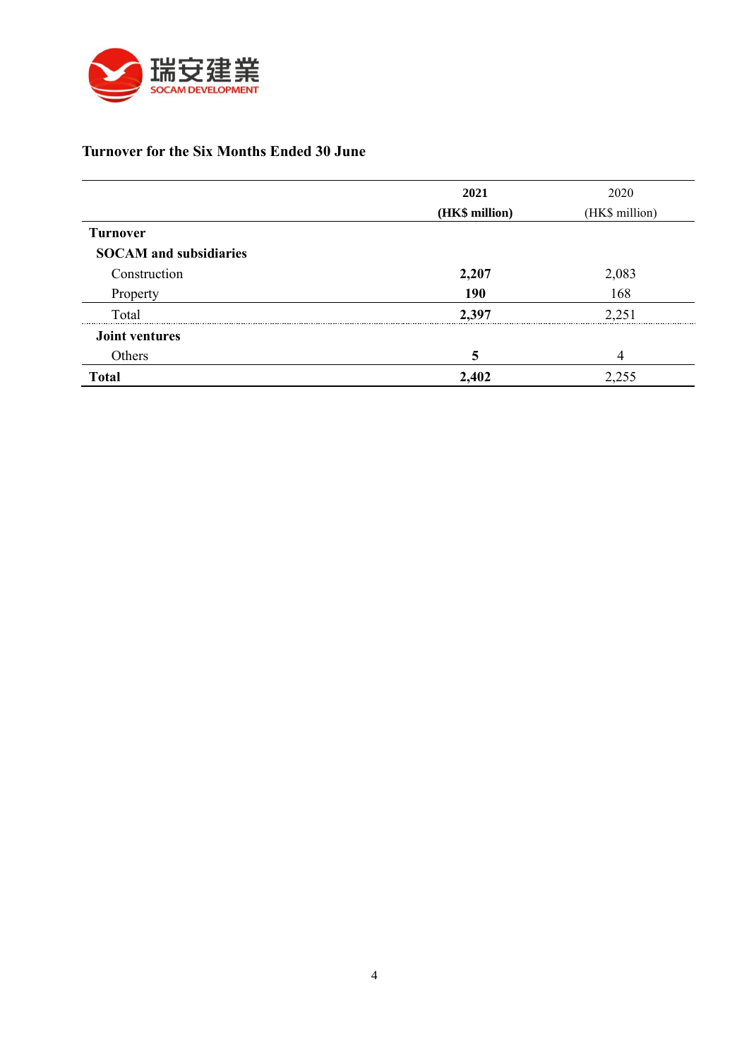### Turnover for the Six Months Ended 30 June

| | **2021** **(HK$ million)** | 2020 (HK$ million) |
|---|---|---|
| **Turnover** | | |
| **SOCAM and subsidiaries** | | |
| Construction | **2,207** | 2,083 |
| Property | **190** | 168 |
| Total | **2,397** | 2,251 |
| **Joint ventures** | | |
| Others | **5** | 4 |
| **Total** | **2,402** | 2,255 |